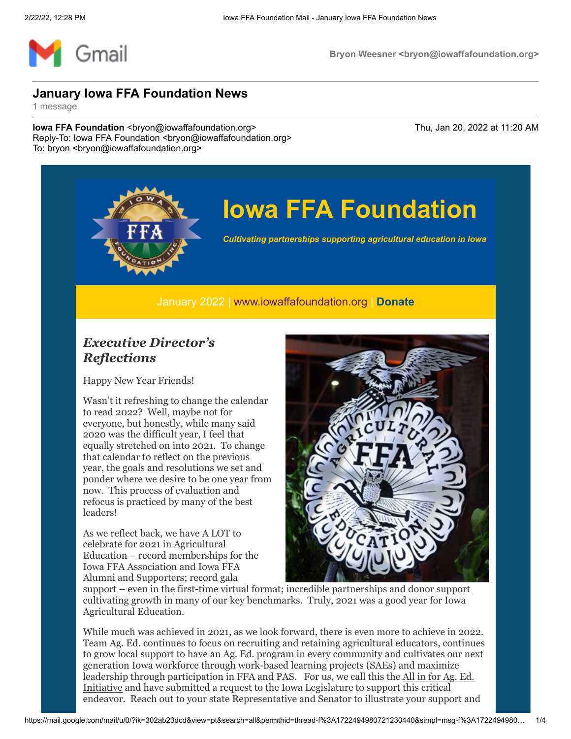Gmail

Bryon Weesner <bryon@iowaffafoundation.org>

# January Iowa FFA Foundation News

1 message

**Iowa FFA Foundation** <bryon@iowaffafoundation.org>
Reply-To: Iowa FFA Foundation <bryon@iowaffafoundation.org>
To: bryon <bryon@iowaffafoundation.org>

Thu, Jan 20, 2022 at 11:20 AM

# Iowa FFA Foundation

***Cultivating partnerships supporting agricultural education in Iowa***

January 2022 | www.iowaffafoundation.org | **Donate**

## *Executive Director's Reflections*

Happy New Year Friends!

Wasn't it refreshing to change the calendar to read 2022? Well, maybe not for everyone, but honestly, while many said 2020 was the difficult year, I feel that equally stretched on into 2021. To change that calendar to reflect on the previous year, the goals and resolutions we set and ponder where we desire to be one year from now. This process of evaluation and refocus is practiced by many of the best leaders!

As we reflect back, we have A LOT to celebrate for 2021 in Agricultural Education – record memberships for the Iowa FFA Association and Iowa FFA Alumni and Supporters; record gala support – even in the first-time virtual format; incredible partnerships and donor support cultivating growth in many of our key benchmarks. Truly, 2021 was a good year for Iowa Agricultural Education.

While much was achieved in 2021, as we look forward, there is even more to achieve in 2022. Team Ag. Ed. continues to focus on recruiting and retaining agricultural educators, continues to grow local support to have an Ag. Ed. program in every community and cultivates our next generation Iowa workforce through work-based learning projects (SAEs) and maximize leadership through participation in FFA and PAS. For us, we call this the All in for Ag. Ed. Initiative and have submitted a request to the Iowa Legislature to support this critical endeavor. Reach out to your state Representative and Senator to illustrate your support and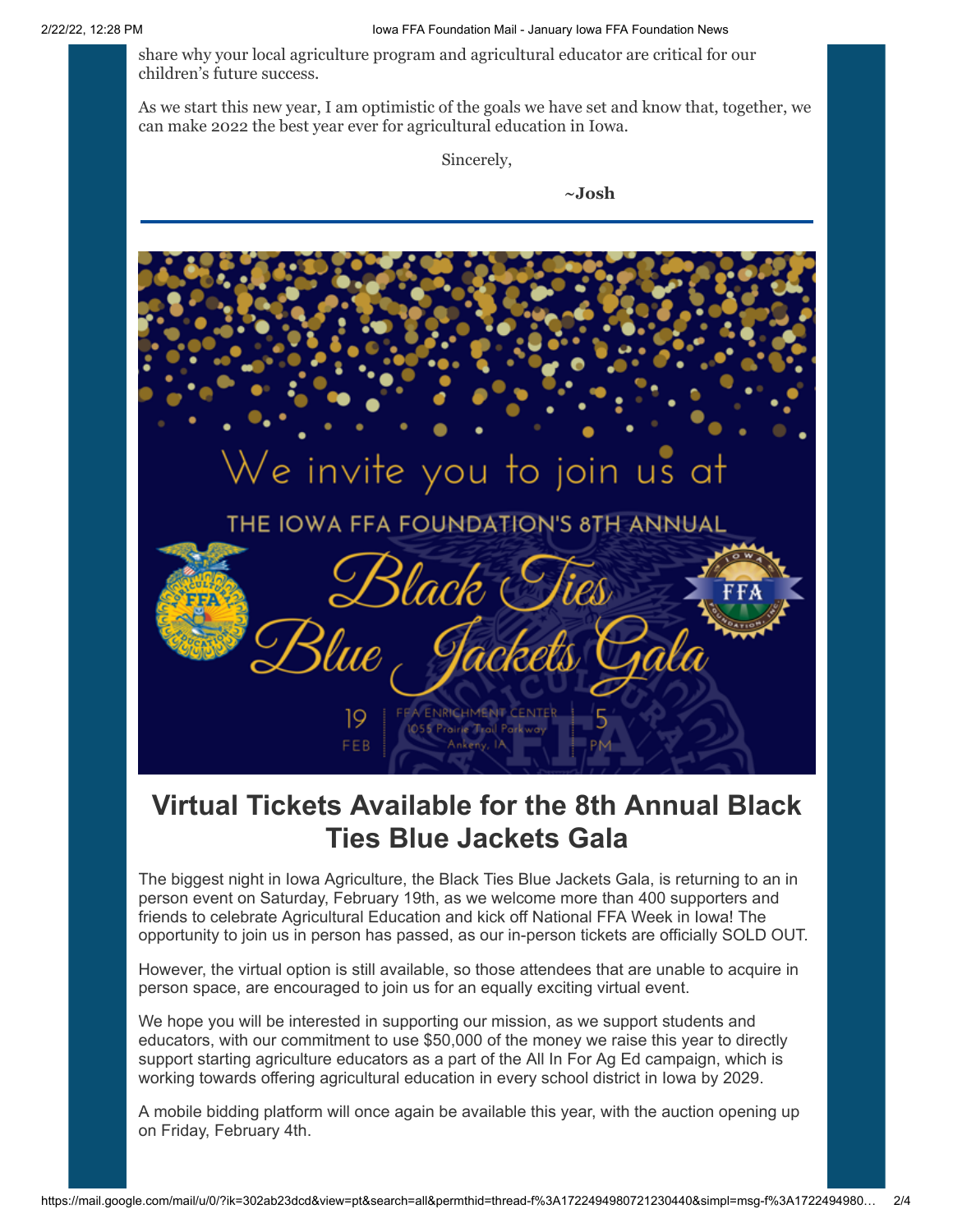share why your local agriculture program and agricultural educator are critical for our children's future success.

As we start this new year, I am optimistic of the goals we have set and know that, together, we can make 2022 the best year ever for agricultural education in Iowa.

Sincerely,

**~Josh**

---

We invite you to join us at

THE IOWA FFA FOUNDATION'S 8TH ANNUAL

Black Ties Blue Jackets Gala

19 FEB | FFA ENRICHMENT CENTER 1055 Prairie Trail Parkway Ankeny, IA | 5 PM

## Virtual Tickets Available for the 8th Annual Black Ties Blue Jackets Gala

The biggest night in Iowa Agriculture, the Black Ties Blue Jackets Gala, is returning to an in person event on Saturday, February 19th, as we welcome more than 400 supporters and friends to celebrate Agricultural Education and kick off National FFA Week in Iowa! The opportunity to join us in person has passed, as our in-person tickets are officially SOLD OUT.

However, the virtual option is still available, so those attendees that are unable to acquire in person space, are encouraged to join us for an equally exciting virtual event.

We hope you will be interested in supporting our mission, as we support students and educators, with our commitment to use $50,000 of the money we raise this year to directly support starting agriculture educators as a part of the All In For Ag Ed campaign, which is working towards offering agricultural education in every school district in Iowa by 2029.

A mobile bidding platform will once again be available this year, with the auction opening up on Friday, February 4th.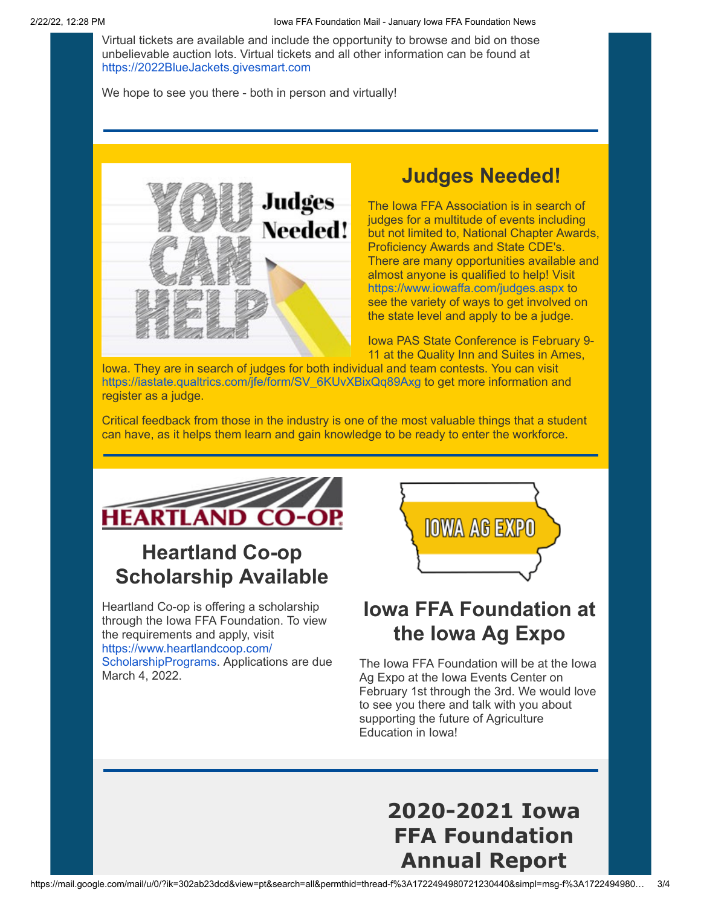Virtual tickets are available and include the opportunity to browse and bid on those unbelievable auction lots. Virtual tickets and all other information can be found at https://2022BlueJackets.givesmart.com

We hope to see you there - both in person and virtually!

---

## Judges Needed!

The Iowa FFA Association is in search of judges for a multitude of events including but not limited to, National Chapter Awards, Proficiency Awards and State CDE's. There are many opportunities available and almost anyone is qualified to help! Visit https://www.iowaffa.com/judges.aspx to see the variety of ways to get involved on the state level and apply to be a judge.

Iowa PAS State Conference is February 9-11 at the Quality Inn and Suites in Ames, Iowa. They are in search of judges for both individual and team contests. You can visit https://iastate.qualtrics.com/jfe/form/SV_6KUvXBixQq89Axg to get more information and register as a judge.

Critical feedback from those in the industry is one of the most valuable things that a student can have, as it helps them learn and gain knowledge to be ready to enter the workforce.

---

## Heartland Co-op Scholarship Available

Heartland Co-op is offering a scholarship through the Iowa FFA Foundation. To view the requirements and apply, visit https://www.heartlandcoop.com/ScholarshipPrograms. Applications are due March 4, 2022.

## Iowa FFA Foundation at the Iowa Ag Expo

The Iowa FFA Foundation will be at the Iowa Ag Expo at the Iowa Events Center on February 1st through the 3rd. We would love to see you there and talk with you about supporting the future of Agriculture Education in Iowa!

---

## 2020-2021 Iowa FFA Foundation Annual Report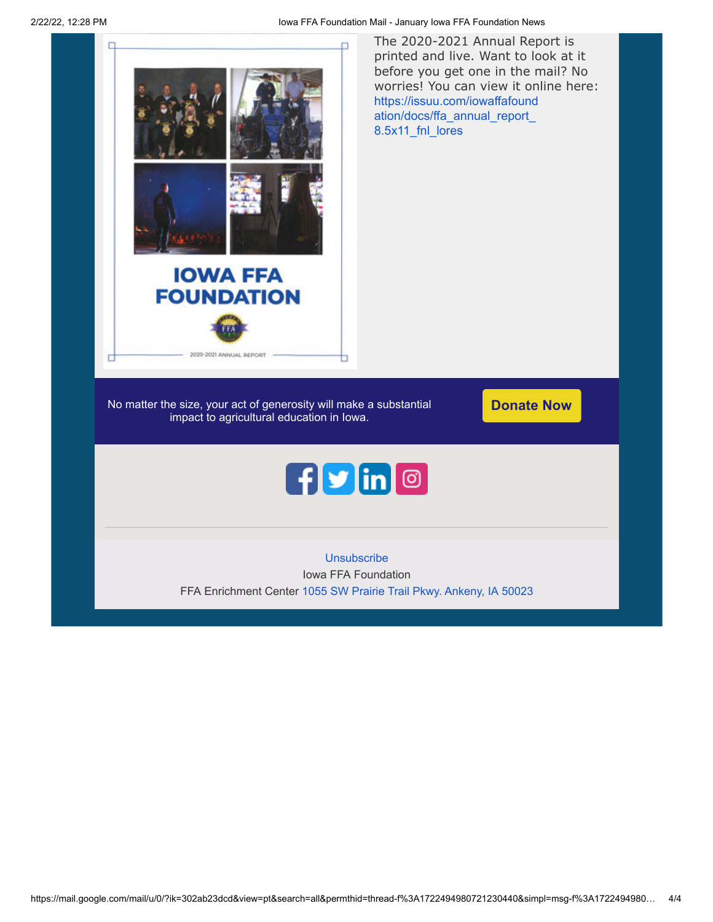The 2020-2021 Annual Report is printed and live. Want to look at it before you get one in the mail? No worries! You can view it online here: https://issuu.com/iowaffafoundation/docs/ffa_annual_report_8.5x11_fnl_lores

No matter the size, your act of generosity will make a substantial impact to agricultural education in Iowa.

**Donate Now**

Unsubscribe

Iowa FFA Foundation

FFA Enrichment Center 1055 SW Prairie Trail Pkwy. Ankeny, IA 50023